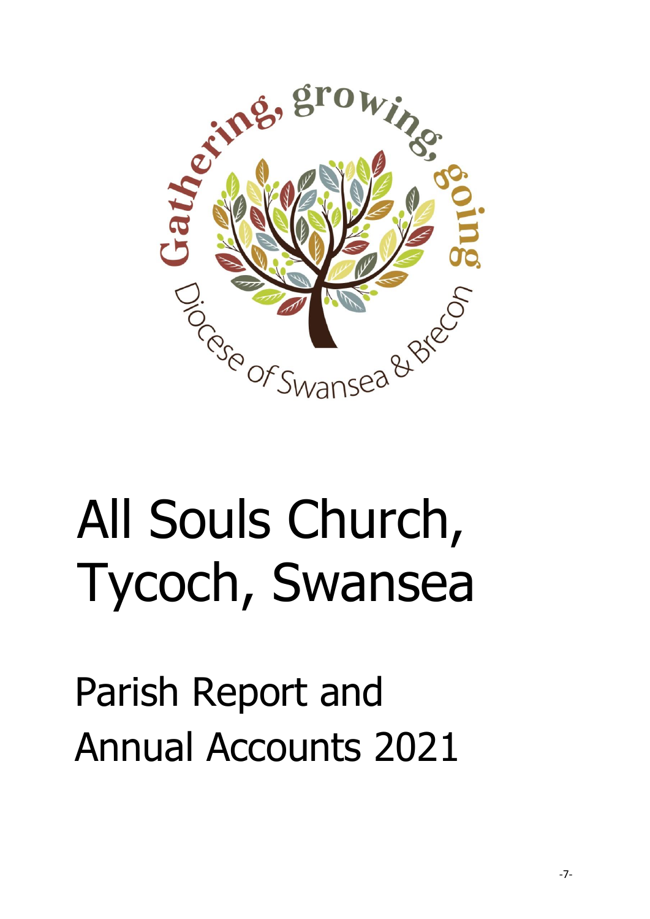Gathering, growing, going

Diocese of Swansea & Brecon

# All Souls Church, Tycoch, Swansea

## Parish Report and Annual Accounts 2021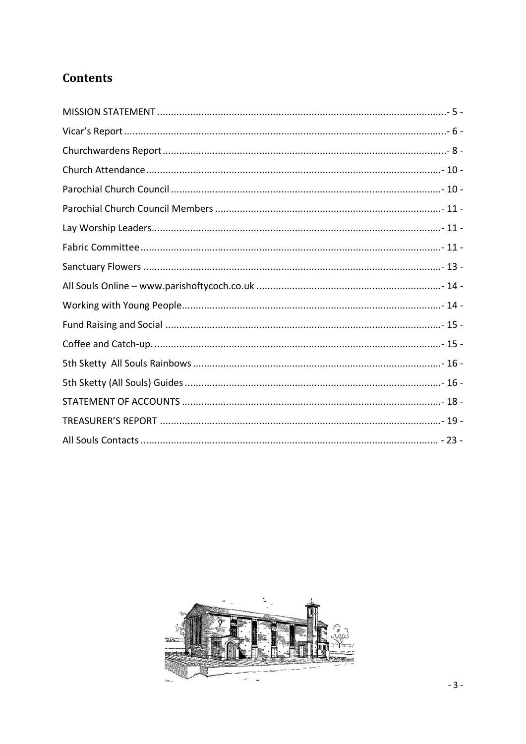## Contents

MISSION STATEMENT ............................................................ - 5 -
Vicar's Report ............................................................ - 6 -
Churchwardens Report ............................................................ - 8 -
Church Attendance ............................................................ - 10 -
Parochial Church Council ............................................................ - 10 -
Parochial Church Council Members ............................................................ - 11 -
Lay Worship Leaders ............................................................ - 11 -
Fabric Committee ............................................................ - 11 -
Sanctuary Flowers ............................................................ - 13 -
All Souls Online – www.parishoftycoch.co.uk ............................................................ - 14 -
Working with Young People ............................................................ - 14 -
Fund Raising and Social ............................................................ - 15 -
Coffee and Catch-up. ............................................................ - 15 -
5th Sketty All Souls Rainbows ............................................................ - 16 -
5th Sketty (All Souls) Guides ............................................................ - 16 -
STATEMENT OF ACCOUNTS ............................................................ - 18 -
TREASURER'S REPORT ............................................................ - 19 -
All Souls Contacts ............................................................ - 23 -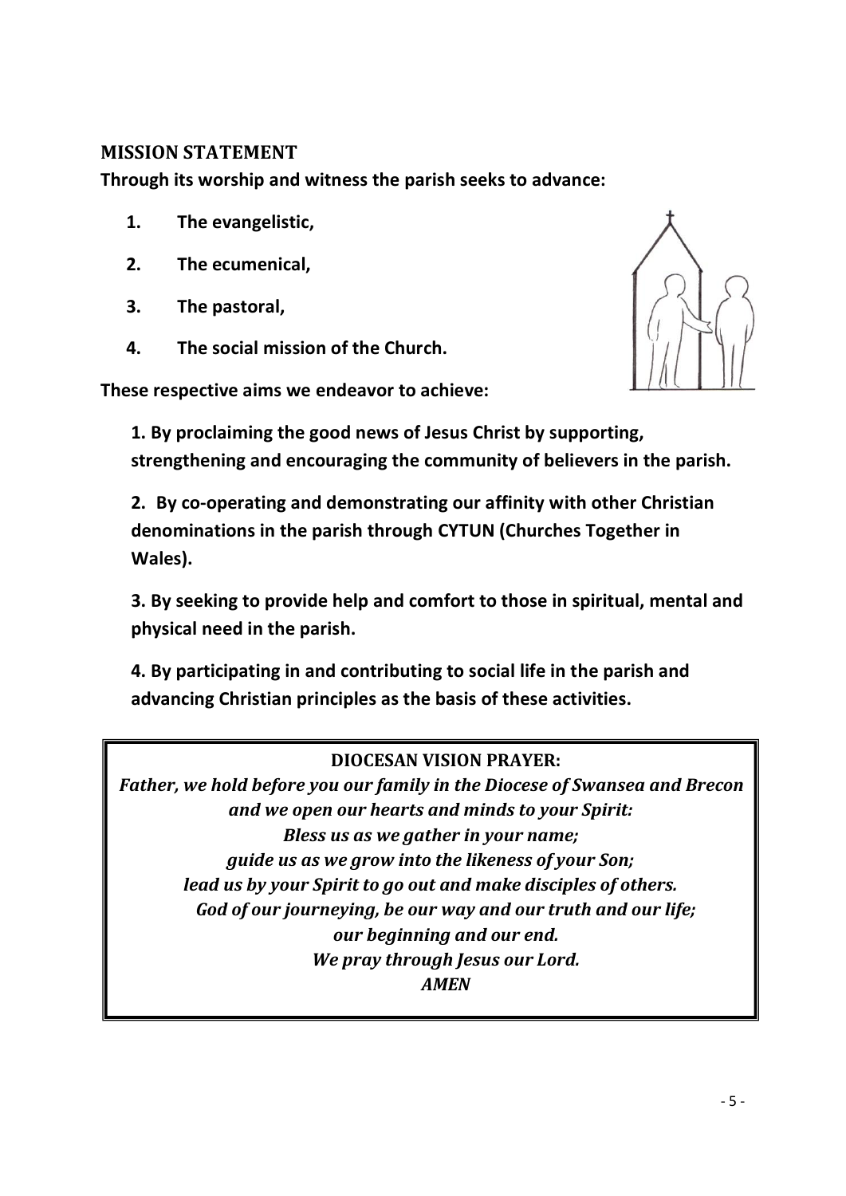## MISSION STATEMENT

**Through its worship and witness the parish seeks to advance:**

1. **The evangelistic,**
2. **The ecumenical,**
3. **The pastoral,**
4. **The social mission of the Church.**

**These respective aims we endeavor to achieve:**

**1. By proclaiming the good news of Jesus Christ by supporting, strengthening and encouraging the community of believers in the parish.**

**2. By co-operating and demonstrating our affinity with other Christian denominations in the parish through CYTUN (Churches Together in Wales).**

**3. By seeking to provide help and comfort to those in spiritual, mental and physical need in the parish.**

**4. By participating in and contributing to social life in the parish and advancing Christian principles as the basis of these activities.**

---

**DIOCESAN VISION PRAYER:**

***Father, we hold before you our family in the Diocese of Swansea and Brecon***
***and we open our hearts and minds to your Spirit:***
***Bless us as we gather in your name;***
***guide us as we grow into the likeness of your Son;***
***lead us by your Spirit to go out and make disciples of others.***
***God of our journeying, be our way and our truth and our life;***
***our beginning and our end.***
***We pray through Jesus our Lord.***
***AMEN***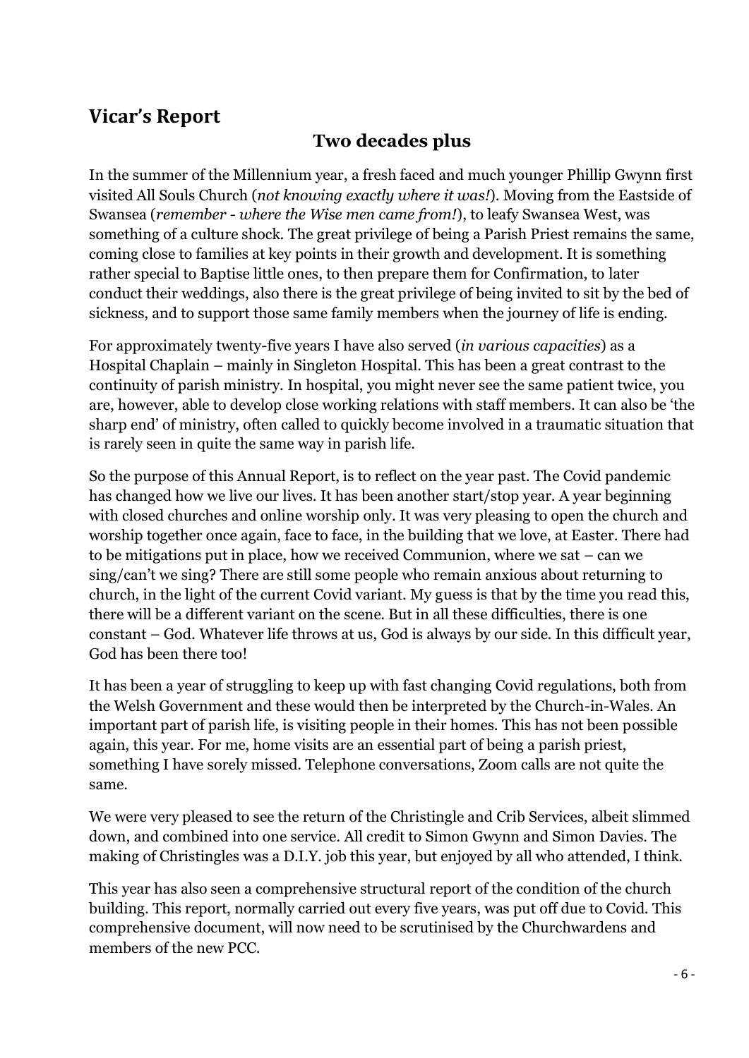## Vicar's Report

### Two decades plus

In the summer of the Millennium year, a fresh faced and much younger Phillip Gwynn first visited All Souls Church (*not knowing exactly where it was!*). Moving from the Eastside of Swansea (*remember - where the Wise men came from!*), to leafy Swansea West, was something of a culture shock. The great privilege of being a Parish Priest remains the same, coming close to families at key points in their growth and development. It is something rather special to Baptise little ones, to then prepare them for Confirmation, to later conduct their weddings, also there is the great privilege of being invited to sit by the bed of sickness, and to support those same family members when the journey of life is ending.

For approximately twenty-five years I have also served (*in various capacities*) as a Hospital Chaplain – mainly in Singleton Hospital. This has been a great contrast to the continuity of parish ministry. In hospital, you might never see the same patient twice, you are, however, able to develop close working relations with staff members. It can also be 'the sharp end' of ministry, often called to quickly become involved in a traumatic situation that is rarely seen in quite the same way in parish life.

So the purpose of this Annual Report, is to reflect on the year past. The Covid pandemic has changed how we live our lives. It has been another start/stop year. A year beginning with closed churches and online worship only. It was very pleasing to open the church and worship together once again, face to face, in the building that we love, at Easter. There had to be mitigations put in place, how we received Communion, where we sat – can we sing/can't we sing? There are still some people who remain anxious about returning to church, in the light of the current Covid variant. My guess is that by the time you read this, there will be a different variant on the scene. But in all these difficulties, there is one constant – God. Whatever life throws at us, God is always by our side. In this difficult year, God has been there too!

It has been a year of struggling to keep up with fast changing Covid regulations, both from the Welsh Government and these would then be interpreted by the Church-in-Wales. An important part of parish life, is visiting people in their homes. This has not been possible again, this year. For me, home visits are an essential part of being a parish priest, something I have sorely missed. Telephone conversations, Zoom calls are not quite the same.

We were very pleased to see the return of the Christingle and Crib Services, albeit slimmed down, and combined into one service. All credit to Simon Gwynn and Simon Davies. The making of Christingles was a D.I.Y. job this year, but enjoyed by all who attended, I think.

This year has also seen a comprehensive structural report of the condition of the church building. This report, normally carried out every five years, was put off due to Covid. This comprehensive document, will now need to be scrutinised by the Churchwardens and members of the new PCC.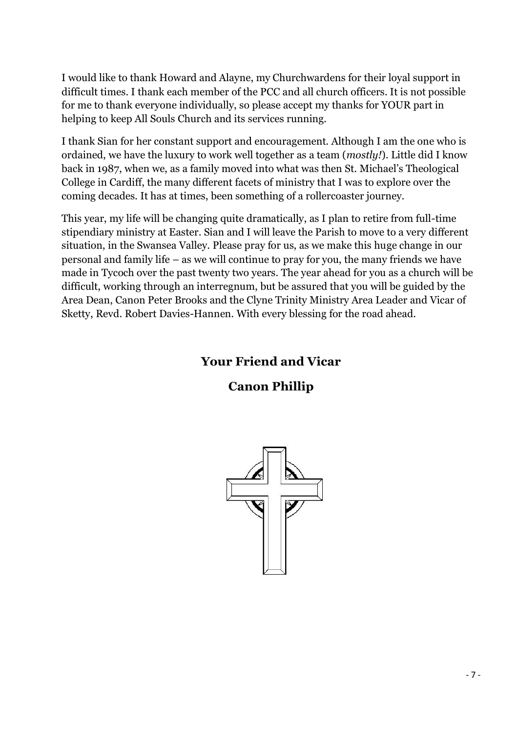I would like to thank Howard and Alayne, my Churchwardens for their loyal support in difficult times. I thank each member of the PCC and all church officers. It is not possible for me to thank everyone individually, so please accept my thanks for YOUR part in helping to keep All Souls Church and its services running.

I thank Sian for her constant support and encouragement. Although I am the one who is ordained, we have the luxury to work well together as a team (*mostly!*). Little did I know back in 1987, when we, as a family moved into what was then St. Michael's Theological College in Cardiff, the many different facets of ministry that I was to explore over the coming decades. It has at times, been something of a rollercoaster journey.

This year, my life will be changing quite dramatically, as I plan to retire from full-time stipendiary ministry at Easter. Sian and I will leave the Parish to move to a very different situation, in the Swansea Valley. Please pray for us, as we make this huge change in our personal and family life – as we will continue to pray for you, the many friends we have made in Tycoch over the past twenty two years. The year ahead for you as a church will be difficult, working through an interregnum, but be assured that you will be guided by the Area Dean, Canon Peter Brooks and the Clyne Trinity Ministry Area Leader and Vicar of Sketty, Revd. Robert Davies-Hannen. With every blessing for the road ahead.

**Your Friend and Vicar**

**Canon Phillip**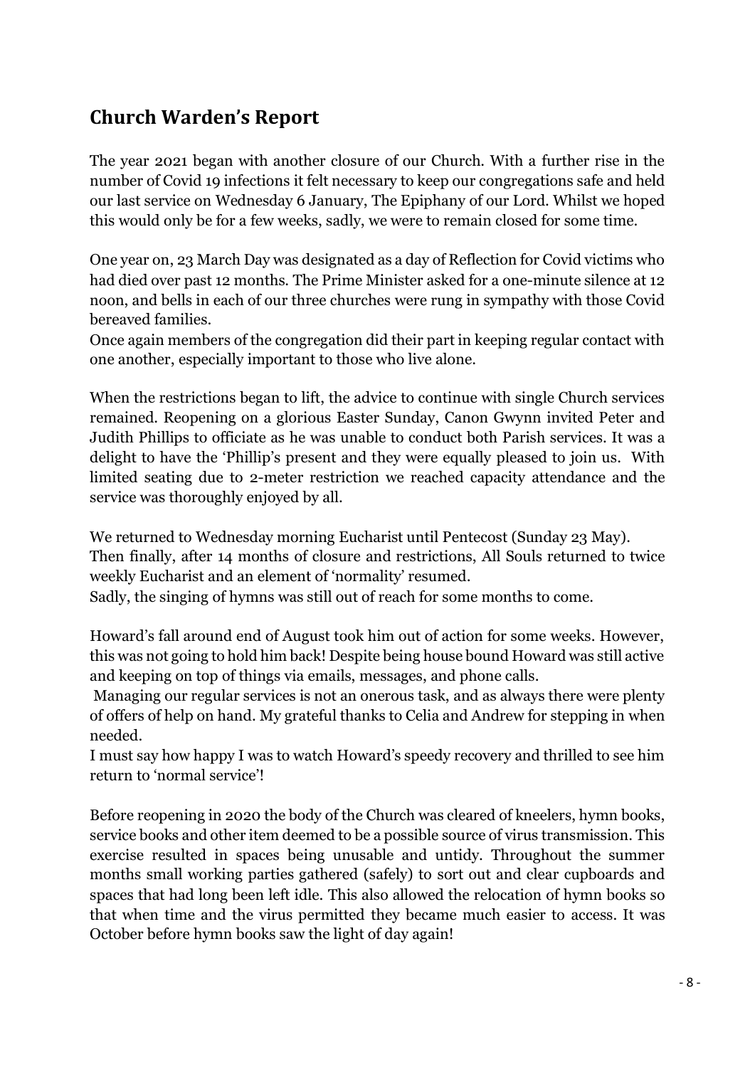## Church Warden's Report

The year 2021 began with another closure of our Church. With a further rise in the number of Covid 19 infections it felt necessary to keep our congregations safe and held our last service on Wednesday 6 January, The Epiphany of our Lord. Whilst we hoped this would only be for a few weeks, sadly, we were to remain closed for some time.

One year on, 23 March Day was designated as a day of Reflection for Covid victims who had died over past 12 months. The Prime Minister asked for a one-minute silence at 12 noon, and bells in each of our three churches were rung in sympathy with those Covid bereaved families.

Once again members of the congregation did their part in keeping regular contact with one another, especially important to those who live alone.

When the restrictions began to lift, the advice to continue with single Church services remained. Reopening on a glorious Easter Sunday, Canon Gwynn invited Peter and Judith Phillips to officiate as he was unable to conduct both Parish services. It was a delight to have the 'Phillip's present and they were equally pleased to join us. With limited seating due to 2-meter restriction we reached capacity attendance and the service was thoroughly enjoyed by all.

We returned to Wednesday morning Eucharist until Pentecost (Sunday 23 May).

Then finally, after 14 months of closure and restrictions, All Souls returned to twice weekly Eucharist and an element of 'normality' resumed.

Sadly, the singing of hymns was still out of reach for some months to come.

Howard's fall around end of August took him out of action for some weeks. However, this was not going to hold him back! Despite being house bound Howard was still active and keeping on top of things via emails, messages, and phone calls.

Managing our regular services is not an onerous task, and as always there were plenty of offers of help on hand. My grateful thanks to Celia and Andrew for stepping in when needed.

I must say how happy I was to watch Howard's speedy recovery and thrilled to see him return to 'normal service'!

Before reopening in 2020 the body of the Church was cleared of kneelers, hymn books, service books and other item deemed to be a possible source of virus transmission. This exercise resulted in spaces being unusable and untidy. Throughout the summer months small working parties gathered (safely) to sort out and clear cupboards and spaces that had long been left idle. This also allowed the relocation of hymn books so that when time and the virus permitted they became much easier to access. It was October before hymn books saw the light of day again!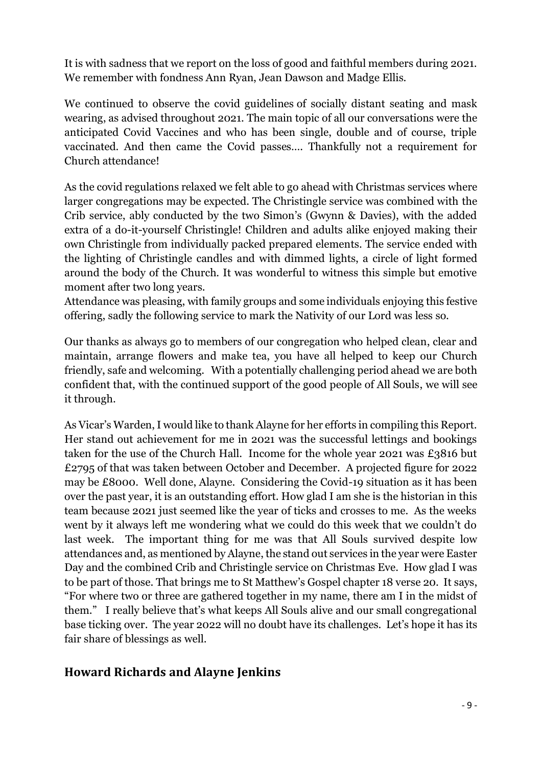It is with sadness that we report on the loss of good and faithful members during 2021. We remember with fondness Ann Ryan, Jean Dawson and Madge Ellis.

We continued to observe the covid guidelines of socially distant seating and mask wearing, as advised throughout 2021. The main topic of all our conversations were the anticipated Covid Vaccines and who has been single, double and of course, triple vaccinated. And then came the Covid passes…. Thankfully not a requirement for Church attendance!

As the covid regulations relaxed we felt able to go ahead with Christmas services where larger congregations may be expected. The Christingle service was combined with the Crib service, ably conducted by the two Simon's (Gwynn & Davies), with the added extra of a do-it-yourself Christingle! Children and adults alike enjoyed making their own Christingle from individually packed prepared elements. The service ended with the lighting of Christingle candles and with dimmed lights, a circle of light formed around the body of the Church. It was wonderful to witness this simple but emotive moment after two long years.
Attendance was pleasing, with family groups and some individuals enjoying this festive offering, sadly the following service to mark the Nativity of our Lord was less so.

Our thanks as always go to members of our congregation who helped clean, clear and maintain, arrange flowers and make tea, you have all helped to keep our Church friendly, safe and welcoming. With a potentially challenging period ahead we are both confident that, with the continued support of the good people of All Souls, we will see it through.

As Vicar's Warden, I would like to thank Alayne for her efforts in compiling this Report. Her stand out achievement for me in 2021 was the successful lettings and bookings taken for the use of the Church Hall. Income for the whole year 2021 was £3816 but £2795 of that was taken between October and December. A projected figure for 2022 may be £8000. Well done, Alayne. Considering the Covid-19 situation as it has been over the past year, it is an outstanding effort. How glad I am she is the historian in this team because 2021 just seemed like the year of ticks and crosses to me. As the weeks went by it always left me wondering what we could do this week that we couldn't do last week. The important thing for me was that All Souls survived despite low attendances and, as mentioned by Alayne, the stand out services in the year were Easter Day and the combined Crib and Christingle service on Christmas Eve. How glad I was to be part of those. That brings me to St Matthew's Gospel chapter 18 verse 20. It says, "For where two or three are gathered together in my name, there am I in the midst of them." I really believe that's what keeps All Souls alive and our small congregational base ticking over. The year 2022 will no doubt have its challenges. Let's hope it has its fair share of blessings as well.

## Howard Richards and Alayne Jenkins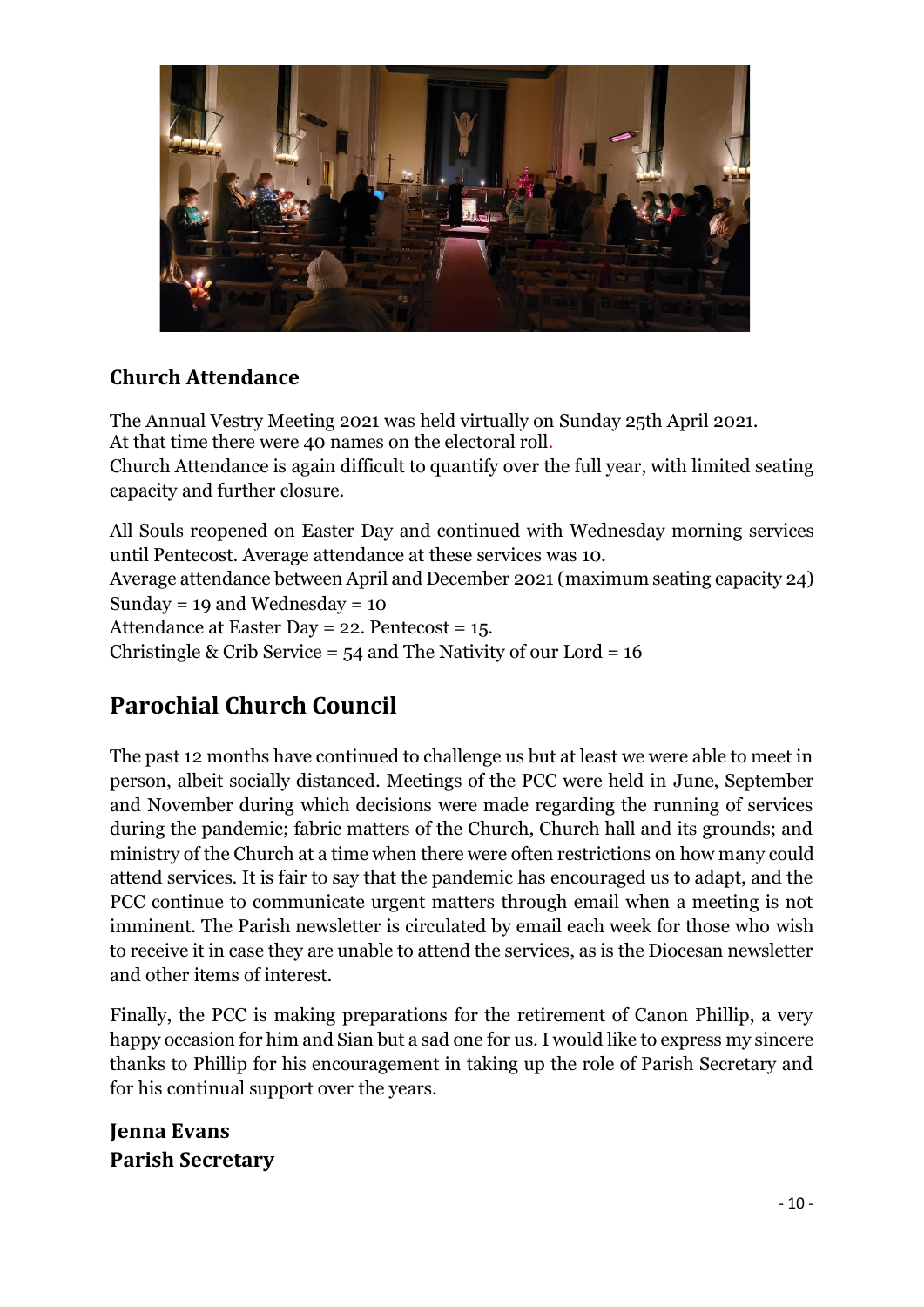### Church Attendance

The Annual Vestry Meeting 2021 was held virtually on Sunday 25th April 2021.
At that time there were 40 names on the electoral roll.
Church Attendance is again difficult to quantify over the full year, with limited seating capacity and further closure.

All Souls reopened on Easter Day and continued with Wednesday morning services until Pentecost. Average attendance at these services was 10.
Average attendance between April and December 2021 (maximum seating capacity 24) Sunday = 19 and Wednesday = 10
Attendance at Easter Day = 22. Pentecost = 15.
Christingle & Crib Service = 54 and The Nativity of our Lord = 16

## Parochial Church Council

The past 12 months have continued to challenge us but at least we were able to meet in person, albeit socially distanced. Meetings of the PCC were held in June, September and November during which decisions were made regarding the running of services during the pandemic; fabric matters of the Church, Church hall and its grounds; and ministry of the Church at a time when there were often restrictions on how many could attend services. It is fair to say that the pandemic has encouraged us to adapt, and the PCC continue to communicate urgent matters through email when a meeting is not imminent. The Parish newsletter is circulated by email each week for those who wish to receive it in case they are unable to attend the services, as is the Diocesan newsletter and other items of interest.

Finally, the PCC is making preparations for the retirement of Canon Phillip, a very happy occasion for him and Sian but a sad one for us. I would like to express my sincere thanks to Phillip for his encouragement in taking up the role of Parish Secretary and for his continual support over the years.

**Jenna Evans**
**Parish Secretary**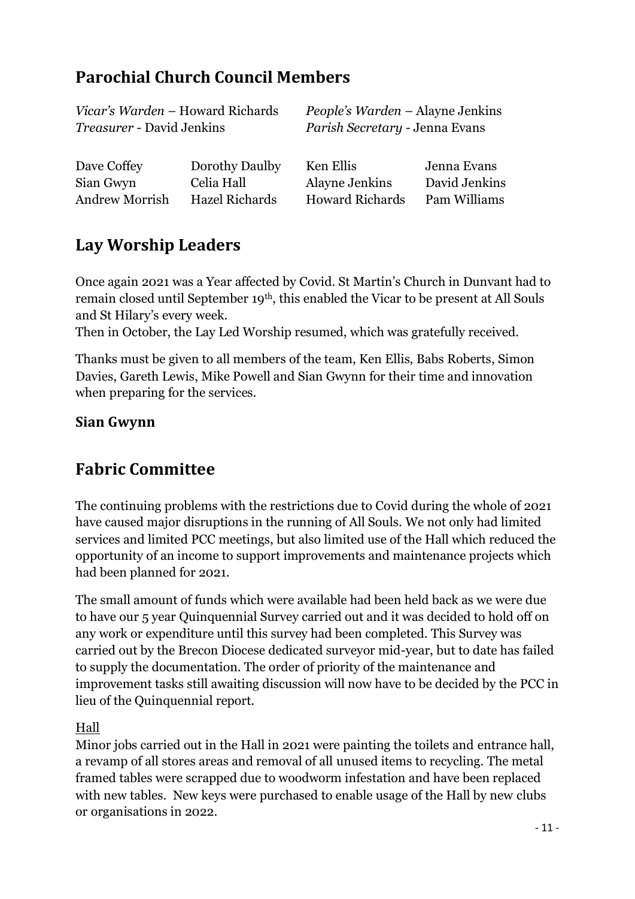## Parochial Church Council Members

*Vicar's Warden* – Howard Richards *People's Warden* – Alayne Jenkins
*Treasurer* - David Jenkins *Parish Secretary* - Jenna Evans

| | | | |
|---|---|---|---|
| Dave Coffey | Dorothy Daulby | Ken Ellis | Jenna Evans |
| Sian Gwyn | Celia Hall | Alayne Jenkins | David Jenkins |
| Andrew Morrish | Hazel Richards | Howard Richards | Pam Williams |

## Lay Worship Leaders

Once again 2021 was a Year affected by Covid. St Martin's Church in Dunvant had to remain closed until September 19th, this enabled the Vicar to be present at All Souls and St Hilary's every week.
Then in October, the Lay Led Worship resumed, which was gratefully received.

Thanks must be given to all members of the team, Ken Ellis, Babs Roberts, Simon Davies, Gareth Lewis, Mike Powell and Sian Gwynn for their time and innovation when preparing for the services.

**Sian Gwynn**

## Fabric Committee

The continuing problems with the restrictions due to Covid during the whole of 2021 have caused major disruptions in the running of All Souls. We not only had limited services and limited PCC meetings, but also limited use of the Hall which reduced the opportunity of an income to support improvements and maintenance projects which had been planned for 2021.

The small amount of funds which were available had been held back as we were due to have our 5 year Quinquennial Survey carried out and it was decided to hold off on any work or expenditure until this survey had been completed. This Survey was carried out by the Brecon Diocese dedicated surveyor mid-year, but to date has failed to supply the documentation. The order of priority of the maintenance and improvement tasks still awaiting discussion will now have to be decided by the PCC in lieu of the Quinquennial report.

Hall

Minor jobs carried out in the Hall in 2021 were painting the toilets and entrance hall, a revamp of all stores areas and removal of all unused items to recycling. The metal framed tables were scrapped due to woodworm infestation and have been replaced with new tables. New keys were purchased to enable usage of the Hall by new clubs or organisations in 2022.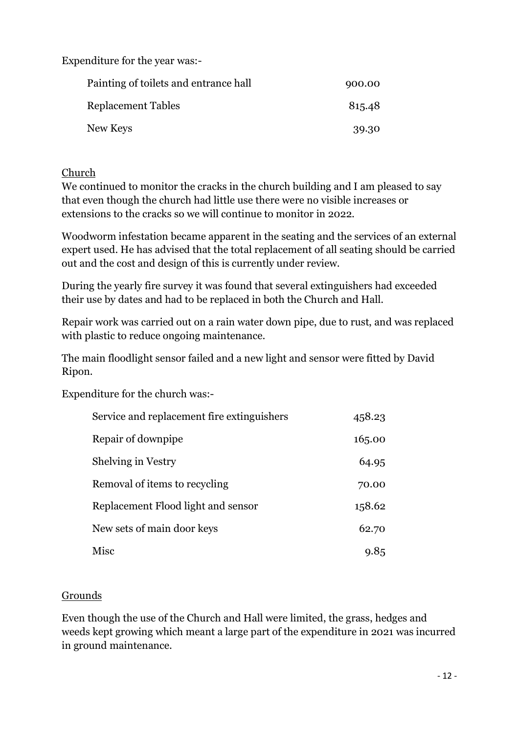Expenditure for the year was:-

| | |
|---|---|
| Painting of toilets and entrance hall | 900.00 |
| Replacement Tables | 815.48 |
| New Keys | 39.30 |

Church

We continued to monitor the cracks in the church building and I am pleased to say that even though the church had little use there were no visible increases or extensions to the cracks so we will continue to monitor in 2022.

Woodworm infestation became apparent in the seating and the services of an external expert used. He has advised that the total replacement of all seating should be carried out and the cost and design of this is currently under review.

During the yearly fire survey it was found that several extinguishers had exceeded their use by dates and had to be replaced in both the Church and Hall.

Repair work was carried out on a rain water down pipe, due to rust, and was replaced with plastic to reduce ongoing maintenance.

The main floodlight sensor failed and a new light and sensor were fitted by David Ripon.

Expenditure for the church was:-

| | |
|---|---|
| Service and replacement fire extinguishers | 458.23 |
| Repair of downpipe | 165.00 |
| Shelving in Vestry | 64.95 |
| Removal of items to recycling | 70.00 |
| Replacement Flood light and sensor | 158.62 |
| New sets of main door keys | 62.70 |
| Misc | 9.85 |

Grounds

Even though the use of the Church and Hall were limited, the grass, hedges and weeds kept growing which meant a large part of the expenditure in 2021 was incurred in ground maintenance.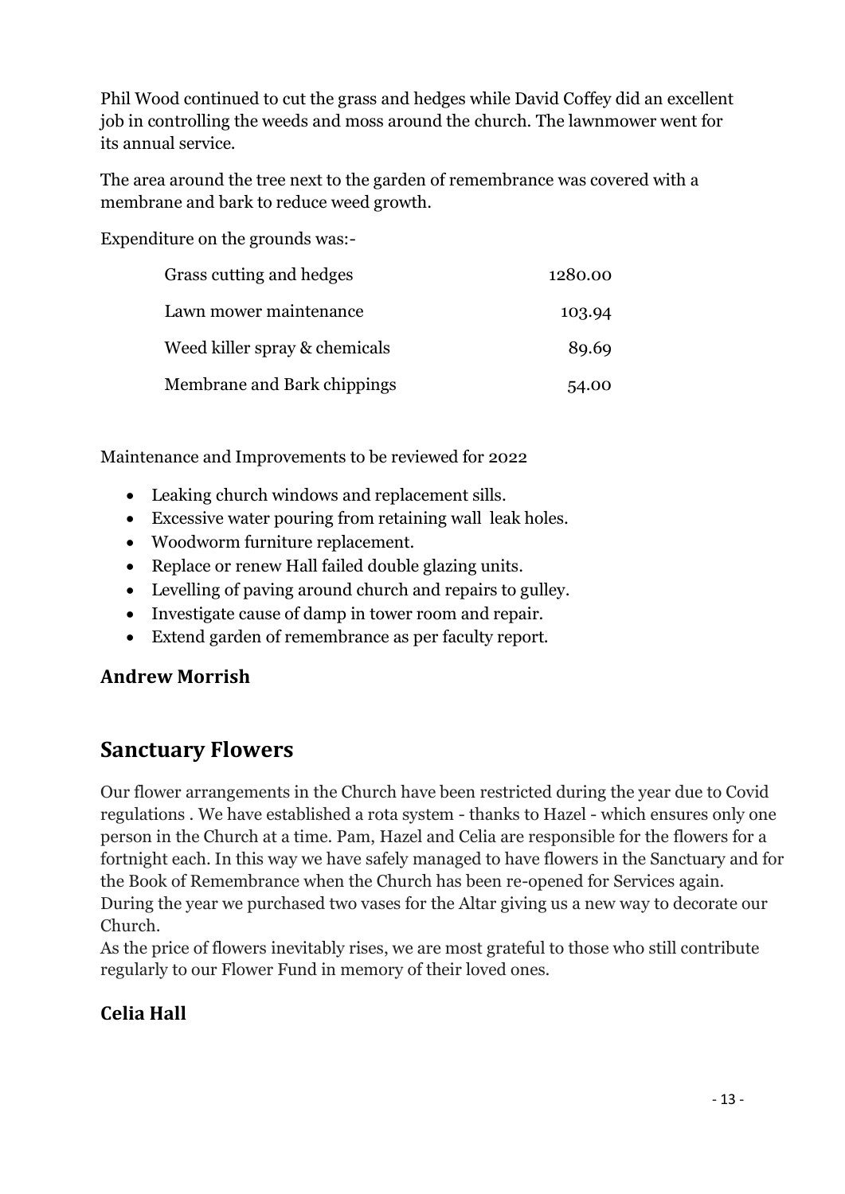Phil Wood continued to cut the grass and hedges while David Coffey did an excellent job in controlling the weeds and moss around the church. The lawnmower went for its annual service.

The area around the tree next to the garden of remembrance was covered with a membrane and bark to reduce weed growth.

Expenditure on the grounds was:-

| | |
|---|---:|
| Grass cutting and hedges | 1280.00 |
| Lawn mower maintenance | 103.94 |
| Weed killer spray & chemicals | 89.69 |
| Membrane and Bark chippings | 54.00 |

Maintenance and Improvements to be reviewed for 2022

- Leaking church windows and replacement sills.
- Excessive water pouring from retaining wall leak holes.
- Woodworm furniture replacement.
- Replace or renew Hall failed double glazing units.
- Levelling of paving around church and repairs to gulley.
- Investigate cause of damp in tower room and repair.
- Extend garden of remembrance as per faculty report.

**Andrew Morrish**

## Sanctuary Flowers

Our flower arrangements in the Church have been restricted during the year due to Covid regulations . We have established a rota system - thanks to Hazel - which ensures only one person in the Church at a time. Pam, Hazel and Celia are responsible for the flowers for a fortnight each. In this way we have safely managed to have flowers in the Sanctuary and for the Book of Remembrance when the Church has been re-opened for Services again. During the year we purchased two vases for the Altar giving us a new way to decorate our Church.
As the price of flowers inevitably rises, we are most grateful to those who still contribute regularly to our Flower Fund in memory of their loved ones.

**Celia Hall**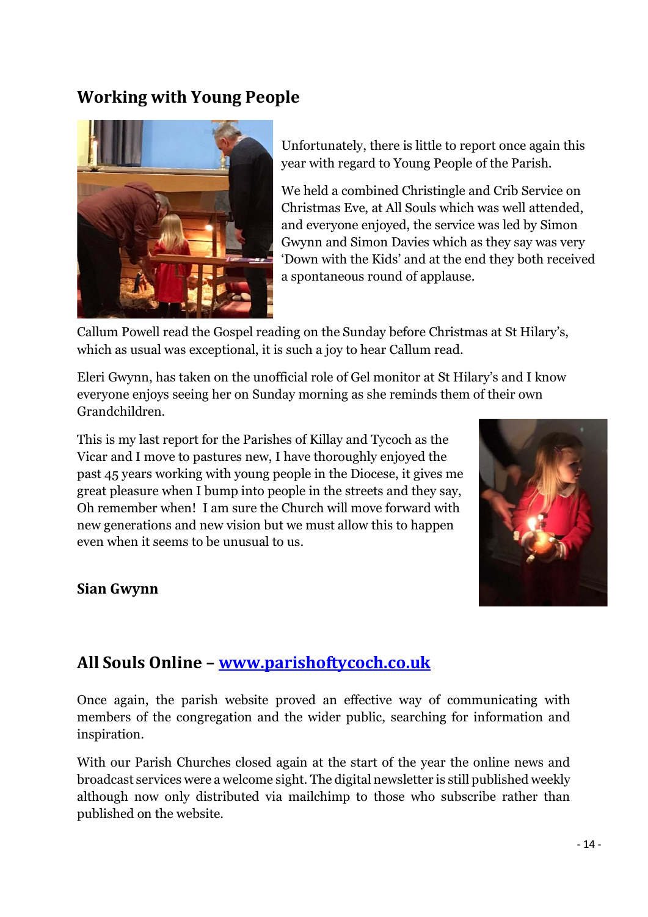## Working with Young People

Unfortunately, there is little to report once again this year with regard to Young People of the Parish.

We held a combined Christingle and Crib Service on Christmas Eve, at All Souls which was well attended, and everyone enjoyed, the service was led by Simon Gwynn and Simon Davies which as they say was very 'Down with the Kids' and at the end they both received a spontaneous round of applause.

Callum Powell read the Gospel reading on the Sunday before Christmas at St Hilary's, which as usual was exceptional, it is such a joy to hear Callum read.

Eleri Gwynn, has taken on the unofficial role of Gel monitor at St Hilary's and I know everyone enjoys seeing her on Sunday morning as she reminds them of their own Grandchildren.

This is my last report for the Parishes of Killay and Tycoch as the Vicar and I move to pastures new, I have thoroughly enjoyed the past 45 years working with young people in the Diocese, it gives me great pleasure when I bump into people in the streets and they say, Oh remember when! I am sure the Church will move forward with new generations and new vision but we must allow this to happen even when it seems to be unusual to us.

**Sian Gwynn**

## All Souls Online – [www.parishoftycoch.co.uk](http://www.parishoftycoch.co.uk)

Once again, the parish website proved an effective way of communicating with members of the congregation and the wider public, searching for information and inspiration.

With our Parish Churches closed again at the start of the year the online news and broadcast services were a welcome sight. The digital newsletter is still published weekly although now only distributed via mailchimp to those who subscribe rather than published on the website.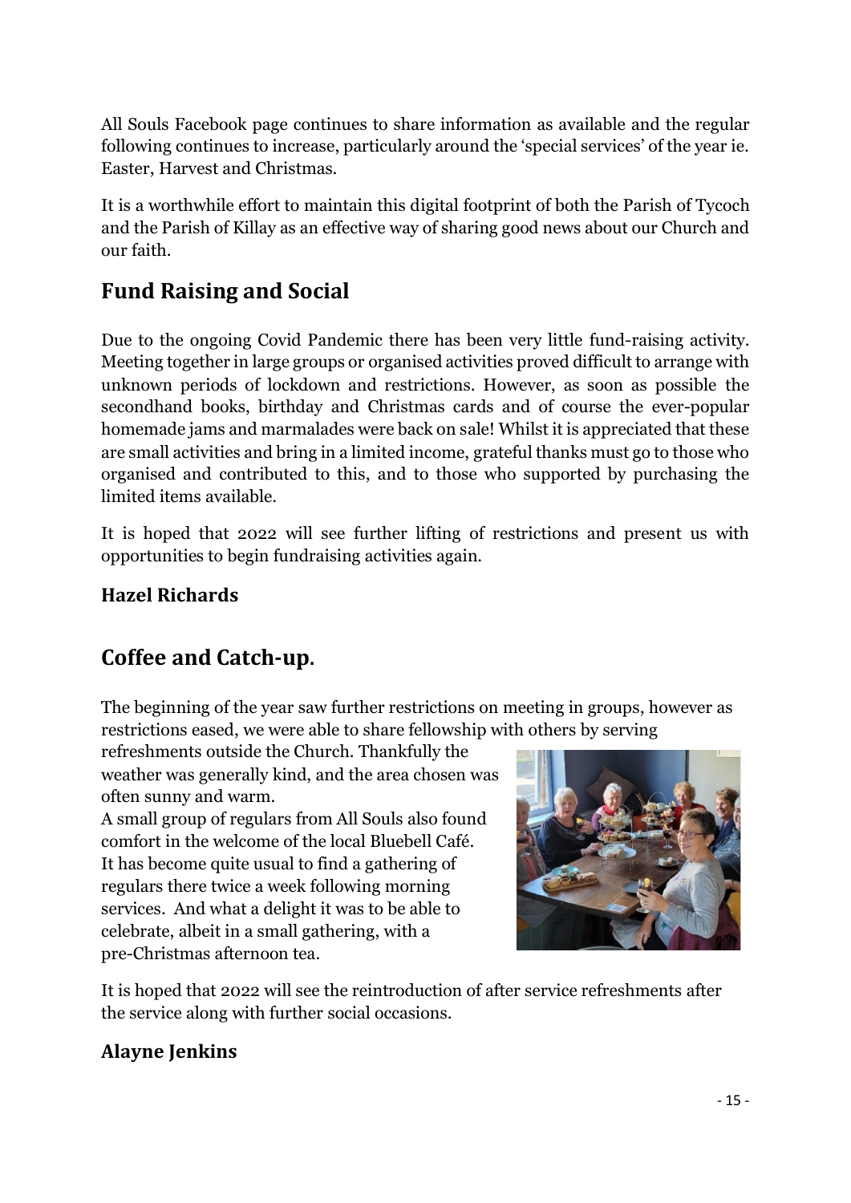All Souls Facebook page continues to share information as available and the regular following continues to increase, particularly around the 'special services' of the year ie. Easter, Harvest and Christmas.

It is a worthwhile effort to maintain this digital footprint of both the Parish of Tycoch and the Parish of Killay as an effective way of sharing good news about our Church and our faith.

## Fund Raising and Social

Due to the ongoing Covid Pandemic there has been very little fund-raising activity. Meeting together in large groups or organised activities proved difficult to arrange with unknown periods of lockdown and restrictions. However, as soon as possible the secondhand books, birthday and Christmas cards and of course the ever-popular homemade jams and marmalades were back on sale! Whilst it is appreciated that these are small activities and bring in a limited income, grateful thanks must go to those who organised and contributed to this, and to those who supported by purchasing the limited items available.

It is hoped that 2022 will see further lifting of restrictions and present us with opportunities to begin fundraising activities again.

**Hazel Richards**

## Coffee and Catch-up.

The beginning of the year saw further restrictions on meeting in groups, however as restrictions eased, we were able to share fellowship with others by serving refreshments outside the Church. Thankfully the weather was generally kind, and the area chosen was often sunny and warm.

A small group of regulars from All Souls also found comfort in the welcome of the local Bluebell Café. It has become quite usual to find a gathering of regulars there twice a week following morning services. And what a delight it was to be able to celebrate, albeit in a small gathering, with a pre-Christmas afternoon tea.

It is hoped that 2022 will see the reintroduction of after service refreshments after the service along with further social occasions.

**Alayne Jenkins**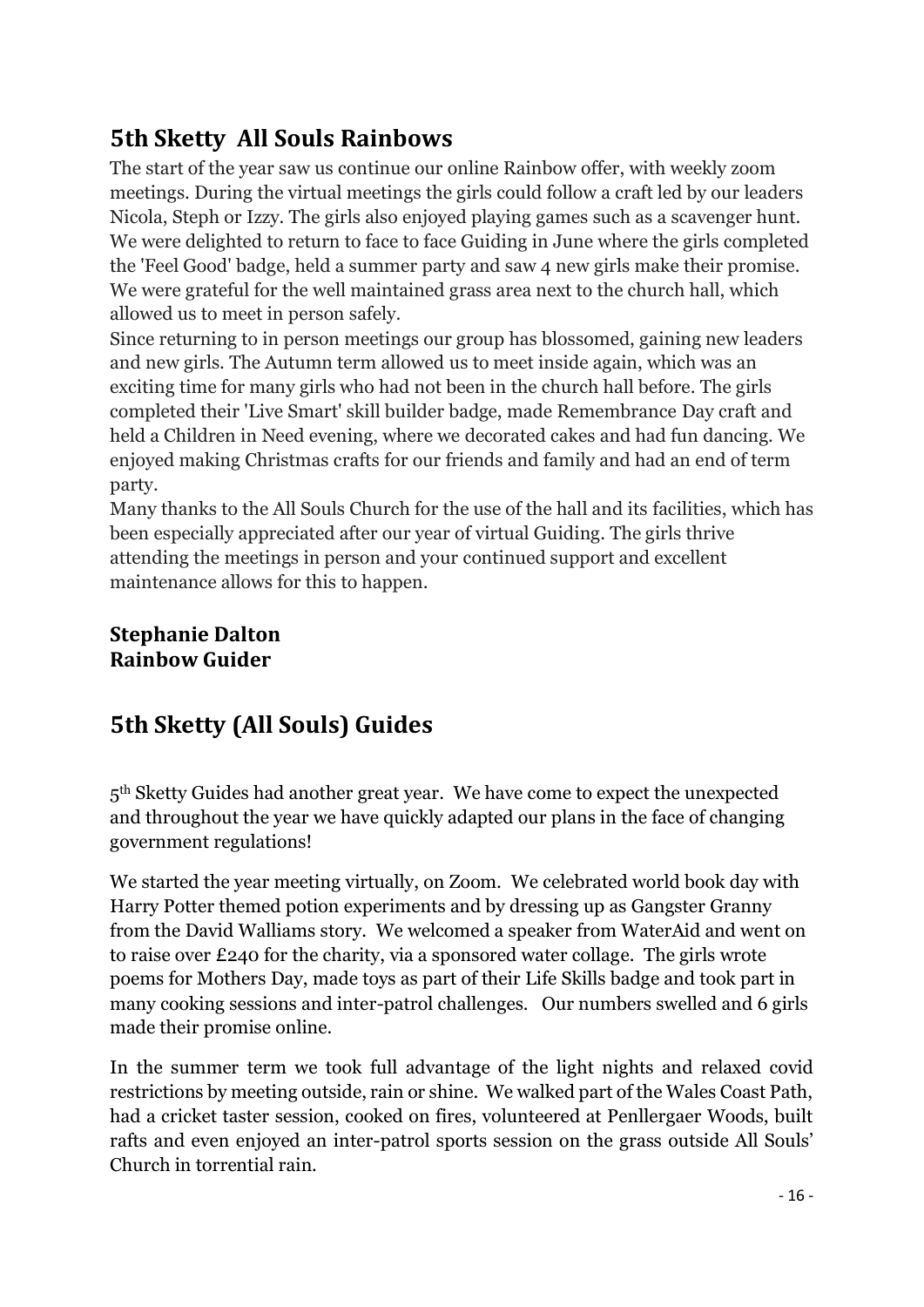## 5th Sketty All Souls Rainbows

The start of the year saw us continue our online Rainbow offer, with weekly zoom meetings. During the virtual meetings the girls could follow a craft led by our leaders Nicola, Steph or Izzy. The girls also enjoyed playing games such as a scavenger hunt. We were delighted to return to face to face Guiding in June where the girls completed the 'Feel Good' badge, held a summer party and saw 4 new girls make their promise. We were grateful for the well maintained grass area next to the church hall, which allowed us to meet in person safely.

Since returning to in person meetings our group has blossomed, gaining new leaders and new girls. The Autumn term allowed us to meet inside again, which was an exciting time for many girls who had not been in the church hall before. The girls completed their 'Live Smart' skill builder badge, made Remembrance Day craft and held a Children in Need evening, where we decorated cakes and had fun dancing. We enjoyed making Christmas crafts for our friends and family and had an end of term party.

Many thanks to the All Souls Church for the use of the hall and its facilities, which has been especially appreciated after our year of virtual Guiding. The girls thrive attending the meetings in person and your continued support and excellent maintenance allows for this to happen.

**Stephanie Dalton**
**Rainbow Guider**

## 5th Sketty (All Souls) Guides

5th Sketty Guides had another great year. We have come to expect the unexpected and throughout the year we have quickly adapted our plans in the face of changing government regulations!

We started the year meeting virtually, on Zoom. We celebrated world book day with Harry Potter themed potion experiments and by dressing up as Gangster Granny from the David Walliams story. We welcomed a speaker from WaterAid and went on to raise over £240 for the charity, via a sponsored water collage. The girls wrote poems for Mothers Day, made toys as part of their Life Skills badge and took part in many cooking sessions and inter-patrol challenges. Our numbers swelled and 6 girls made their promise online.

In the summer term we took full advantage of the light nights and relaxed covid restrictions by meeting outside, rain or shine. We walked part of the Wales Coast Path, had a cricket taster session, cooked on fires, volunteered at Penllergaer Woods, built rafts and even enjoyed an inter-patrol sports session on the grass outside All Souls' Church in torrential rain.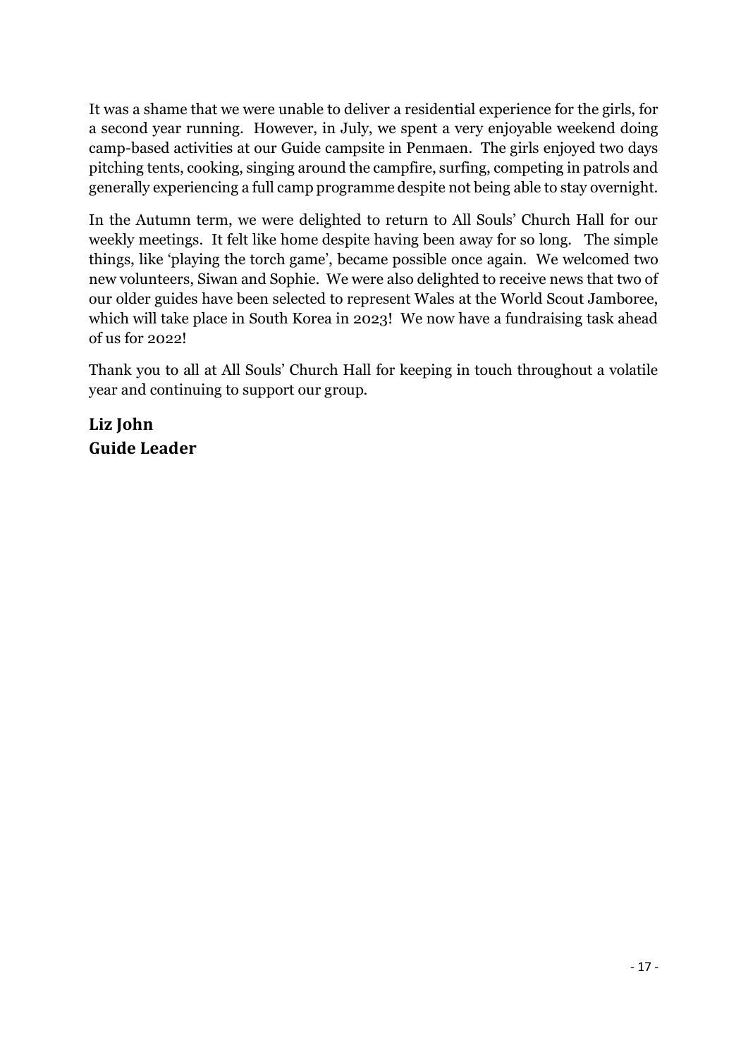It was a shame that we were unable to deliver a residential experience for the girls, for a second year running. However, in July, we spent a very enjoyable weekend doing camp-based activities at our Guide campsite in Penmaen. The girls enjoyed two days pitching tents, cooking, singing around the campfire, surfing, competing in patrols and generally experiencing a full camp programme despite not being able to stay overnight.

In the Autumn term, we were delighted to return to All Souls' Church Hall for our weekly meetings. It felt like home despite having been away for so long. The simple things, like 'playing the torch game', became possible once again. We welcomed two new volunteers, Siwan and Sophie. We were also delighted to receive news that two of our older guides have been selected to represent Wales at the World Scout Jamboree, which will take place in South Korea in 2023! We now have a fundraising task ahead of us for 2022!

Thank you to all at All Souls' Church Hall for keeping in touch throughout a volatile year and continuing to support our group.

**Liz John**
**Guide Leader**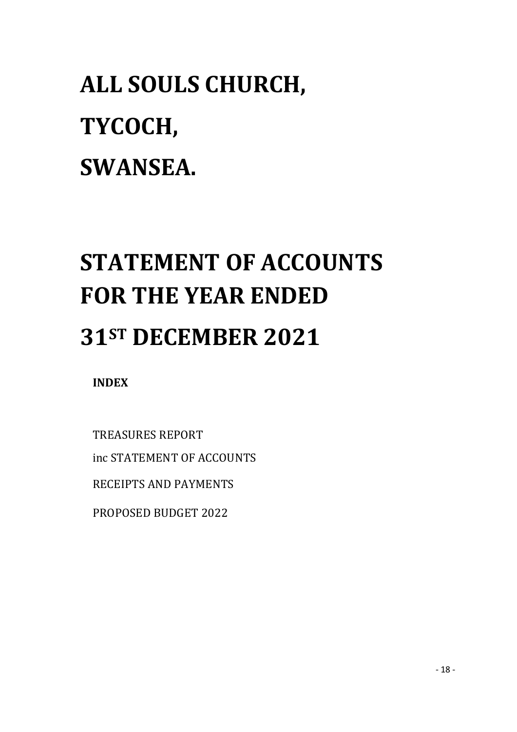# ALL SOULS CHURCH,

# TYCOCH,

# SWANSEA.

# STATEMENT OF ACCOUNTS FOR THE YEAR ENDED

# 31ST DECEMBER 2021

**INDEX**

TREASURES REPORT

inc STATEMENT OF ACCOUNTS

RECEIPTS AND PAYMENTS

PROPOSED BUDGET 2022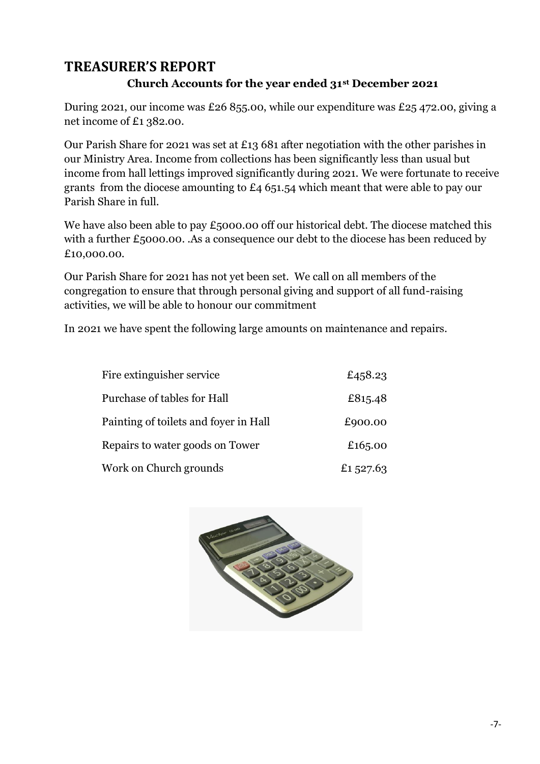## TREASURER'S REPORT

### Church Accounts for the year ended 31st December 2021

During 2021, our income was £26 855.00, while our expenditure was £25 472.00, giving a net income of £1 382.00.

Our Parish Share for 2021 was set at £13 681 after negotiation with the other parishes in our Ministry Area. Income from collections has been significantly less than usual but income from hall lettings improved significantly during 2021. We were fortunate to receive grants from the diocese amounting to £4 651.54 which meant that were able to pay our Parish Share in full.

We have also been able to pay £5000.00 off our historical debt. The diocese matched this with a further £5000.00. .As a consequence our debt to the diocese has been reduced by £10,000.00.

Our Parish Share for 2021 has not yet been set. We call on all members of the congregation to ensure that through personal giving and support of all fund-raising activities, we will be able to honour our commitment

In 2021 we have spent the following large amounts on maintenance and repairs.

| | |
|---|---|
| Fire extinguisher service | £458.23 |
| Purchase of tables for Hall | £815.48 |
| Painting of toilets and foyer in Hall | £900.00 |
| Repairs to water goods on Tower | £165.00 |
| Work on Church grounds | £1 527.63 |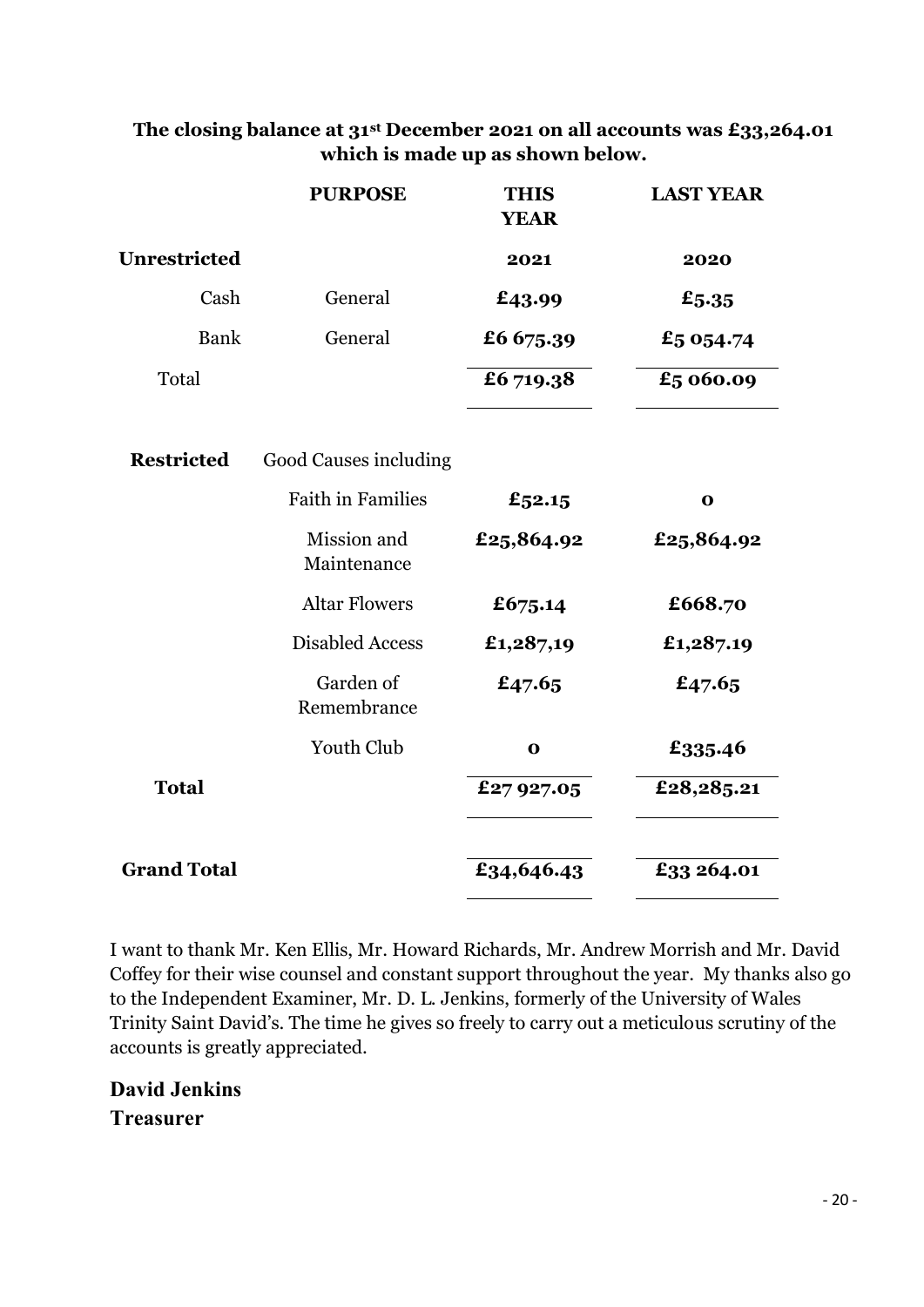**The closing balance at 31st December 2021 on all accounts was £33,264.01 which is made up as shown below.**

| | PURPOSE | THIS YEAR | LAST YEAR |
|---|---|---|---|
| **Unrestricted** | | **2021** | **2020** |
| Cash | General | **£43.99** | **£5.35** |
| Bank | General | **£6 675.39** | **£5 054.74** |
| Total | | **£6 719.38** | **£5 060.09** |
| **Restricted** | Good Causes including | | |
| | Faith in Families | **£52.15** | **0** |
| | Mission and Maintenance | **£25,864.92** | **£25,864.92** |
| | Altar Flowers | **£675.14** | **£668.70** |
| | Disabled Access | **£1,287,19** | **£1,287.19** |
| | Garden of Remembrance | **£47.65** | **£47.65** |
| | Youth Club | **0** | **£335.46** |
| **Total** | | **£27 927.05** | **£28,285.21** |
| **Grand Total** | | **£34,646.43** | **£33 264.01** |

I want to thank Mr. Ken Ellis, Mr. Howard Richards, Mr. Andrew Morrish and Mr. David Coffey for their wise counsel and constant support throughout the year. My thanks also go to the Independent Examiner, Mr. D. L. Jenkins, formerly of the University of Wales Trinity Saint David's. The time he gives so freely to carry out a meticulous scrutiny of the accounts is greatly appreciated.

**David Jenkins**
**Treasurer**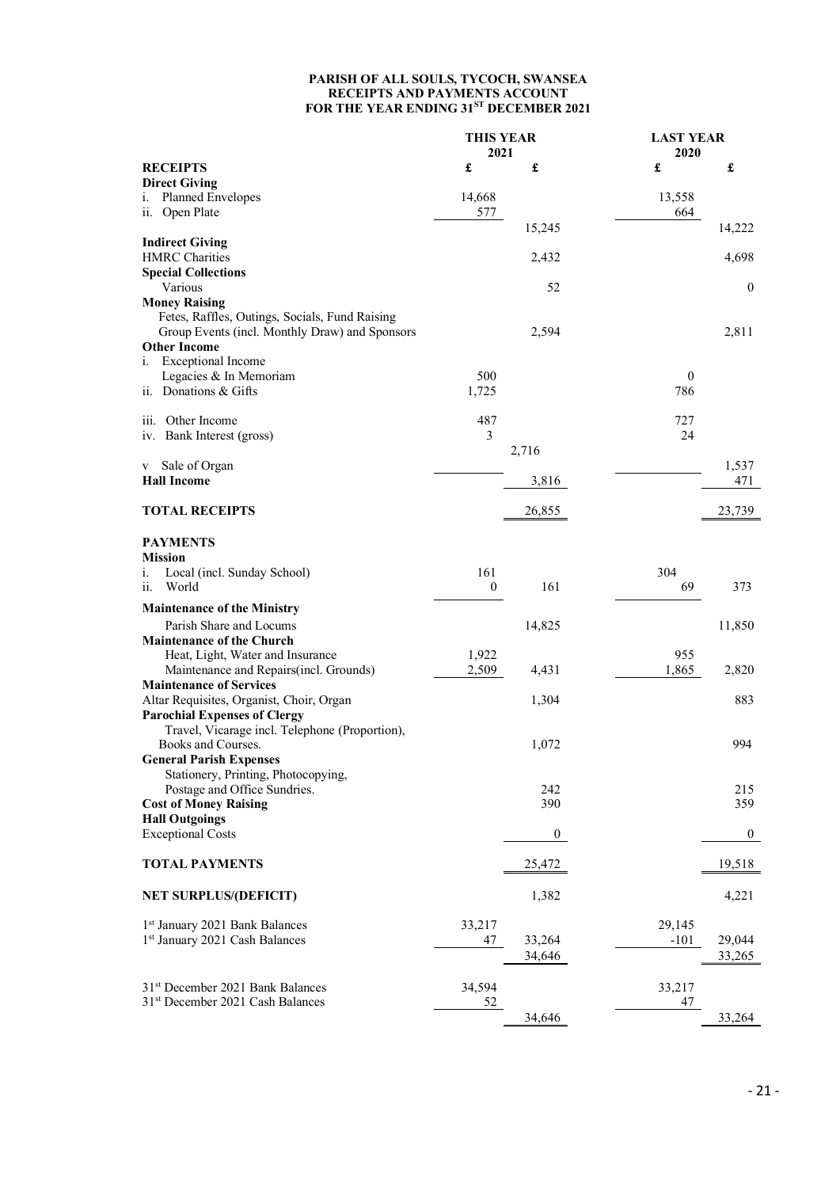**PARISH OF ALL SOULS, TYCOCH, SWANSEA**
**RECEIPTS AND PAYMENTS ACCOUNT**
**FOR THE YEAR ENDING 31ST DECEMBER 2021**

| | THIS YEAR 2021 | | LAST YEAR 2020 | |
|---|---|---|---|---|
| **RECEIPTS** | £ | £ | £ | £ |
| **Direct Giving** | | | | |
| i. Planned Envelopes | 14,668 | | 13,558 | |
| ii. Open Plate | 577 | | 664 | |
| | | 15,245 | | 14,222 |
| **Indirect Giving** | | | | |
| HMRC Charities | | 2,432 | | 4,698 |
| **Special Collections** | | | | |
| Various | | 52 | | 0 |
| **Money Raising** | | | | |
| Fetes, Raffles, Outings, Socials, Fund Raising Group Events (incl. Monthly Draw) and Sponsors | | 2,594 | | 2,811 |
| **Other Income** | | | | |
| i. Exceptional Income | | | | |
| Legacies & In Memoriam | 500 | | 0 | |
| ii. Donations & Gifts | 1,725 | | 786 | |
| iii. Other Income | 487 | | 727 | |
| iv. Bank Interest (gross) | 3 | | 24 | |
| | | 2,716 | | |
| v Sale of Organ | | | | 1,537 |
| **Hall Income** | | 3,816 | | 471 |
| **TOTAL RECEIPTS** | | 26,855 | | 23,739 |
| **PAYMENTS** | | | | |
| **Mission** | | | | |
| i. Local (incl. Sunday School) | 161 | | 304 | |
| ii. World | 0 | 161 | 69 | 373 |
| **Maintenance of the Ministry** | | | | |
| Parish Share and Locums | | 14,825 | | 11,850 |
| **Maintenance of the Church** | | | | |
| Heat, Light, Water and Insurance | 1,922 | | 955 | |
| Maintenance and Repairs(incl. Grounds) | 2,509 | 4,431 | 1,865 | 2,820 |
| **Maintenance of Services** | | | | |
| Altar Requisites, Organist, Choir, Organ | | 1,304 | | 883 |
| **Parochial Expenses of Clergy** | | | | |
| Travel, Vicarage incl. Telephone (Proportion), Books and Courses. | | 1,072 | | 994 |
| **General Parish Expenses** | | | | |
| Stationery, Printing, Photocopying, Postage and Office Sundries. | | 242 | | 215 |
| **Cost of Money Raising** | | 390 | | 359 |
| **Hall Outgoings** | | | | |
| Exceptional Costs | | 0 | | 0 |
| **TOTAL PAYMENTS** | | 25,472 | | 19,518 |
| **NET SURPLUS/(DEFICIT)** | | 1,382 | | 4,221 |
| 1st January 2021 Bank Balances | 33,217 | | 29,145 | |
| 1st January 2021 Cash Balances | 47 | 33,264 | -101 | 29,044 |
| | | 34,646 | | 33,265 |
| 31st December 2021 Bank Balances | 34,594 | | 33,217 | |
| 31st December 2021 Cash Balances | 52 | | 47 | |
| | | 34,646 | | 33,264 |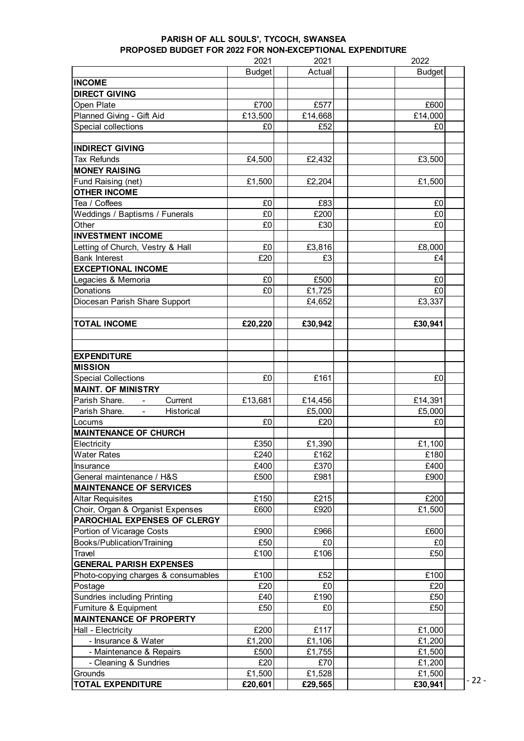**PARISH OF ALL SOULS', TYCOCH, SWANSEA**
**PROPOSED BUDGET FOR 2022 FOR NON-EXCEPTIONAL EXPENDITURE**

| | 2021 Budget | 2021 Actual | 2022 Budget |
|---|---|---|---|
| **INCOME** | | | |
| **DIRECT GIVING** | | | |
| Open Plate | £700 | £577 | £600 |
| Planned Giving - Gift Aid | £13,500 | £14,668 | £14,000 |
| Special collections | £0 | £52 | £0 |
| | | | |
| **INDIRECT GIVING** | | | |
| Tax Refunds | £4,500 | £2,432 | £3,500 |
| **MONEY RAISING** | | | |
| Fund Raising (net) | £1,500 | £2,204 | £1,500 |
| **OTHER INCOME** | | | |
| Tea / Coffees | £0 | £83 | £0 |
| Weddings / Baptisms / Funerals | £0 | £200 | £0 |
| Other | £0 | £30 | £0 |
| **INVESTMENT INCOME** | | | |
| Letting of Church, Vestry & Hall | £0 | £3,816 | £8,000 |
| Bank Interest | £20 | £3 | £4 |
| **EXCEPTIONAL INCOME** | | | |
| Legacies & Memoria | £0 | £500 | £0 |
| Donations | £0 | £1,725 | £0 |
| Diocesan Parish Share Support | | £4,652 | £3,337 |
| | | | |
| **TOTAL INCOME** | **£20,220** | **£30,942** | **£30,941** |
| | | | |
| | | | |
| **EXPENDITURE** | | | |
| **MISSION** | | | |
| Special Collections | £0 | £161 | £0 |
| **MAINT. OF MINISTRY** | | | |
| Parish Share. - Current | £13,681 | £14,456 | £14,391 |
| Parish Share. - Historical | | £5,000 | £5,000 |
| Locums | £0 | £20 | £0 |
| **MAINTENANCE OF CHURCH** | | | |
| Electricity | £350 | £1,390 | £1,100 |
| Water Rates | £240 | £162 | £180 |
| Insurance | £400 | £370 | £400 |
| General maintenance / H&S | £500 | £981 | £900 |
| **MAINTENANCE OF SERVICES** | | | |
| Altar Requisites | £150 | £215 | £200 |
| Choir, Organ & Organist Expenses | £600 | £920 | £1,500 |
| **PAROCHIAL EXPENSES OF CLERGY** | | | |
| Portion of Vicarage Costs | £900 | £966 | £600 |
| Books/Publication/Training | £50 | £0 | £0 |
| Travel | £100 | £106 | £50 |
| **GENERAL PARISH EXPENSES** | | | |
| Photo-copying charges & consumables | £100 | £52 | £100 |
| Postage | £20 | £0 | £20 |
| Sundries including Printing | £40 | £190 | £50 |
| Furniture & Equipment | £50 | £0 | £50 |
| **MAINTENANCE OF PROPERTY** | | | |
| Hall - Electricity | £200 | £117 | £1,000 |
| - Insurance & Water | £1,200 | £1,106 | £1,200 |
| - Maintenance & Repairs | £500 | £1,755 | £1,500 |
| - Cleaning & Sundries | £20 | £70 | £1,200 |
| Grounds | £1,500 | £1,528 | £1,500 |
| **TOTAL EXPENDITURE** | **£20,601** | **£29,565** | **£30,941** |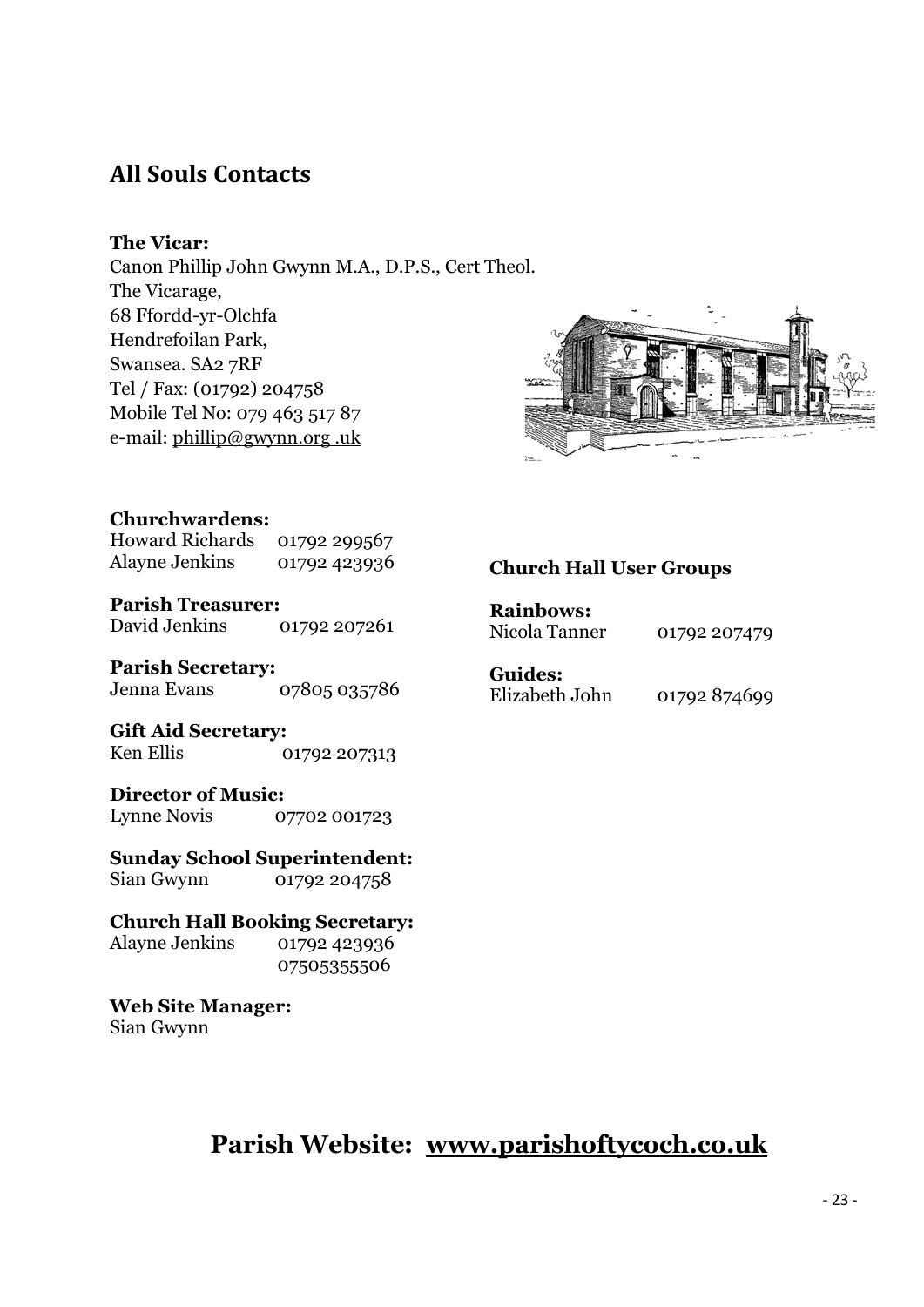## All Souls Contacts

**The Vicar:**
Canon Phillip John Gwynn M.A., D.P.S., Cert Theol.
The Vicarage,
68 Ffordd-yr-Olchfa
Hendrefoilan Park,
Swansea. SA2 7RF
Tel / Fax: (01792) 204758
Mobile Tel No: 079 463 517 87
e-mail: phillip@gwynn.org .uk

**Churchwardens:**
Howard Richards 01792 299567
Alayne Jenkins 01792 423936

**Parish Treasurer:**
David Jenkins 01792 207261

**Parish Secretary:**
Jenna Evans 07805 035786

**Gift Aid Secretary:**
Ken Ellis 01792 207313

**Director of Music:**
Lynne Novis 07702 001723

**Sunday School Superintendent:**
Sian Gwynn 01792 204758

**Church Hall Booking Secretary:**
Alayne Jenkins 01792 423936
07505355506

**Web Site Manager:**
Sian Gwynn

**Church Hall User Groups**

**Rainbows:**
Nicola Tanner 01792 207479

**Guides:**
Elizabeth John 01792 874699

## Parish Website: www.parishoftycoch.co.uk